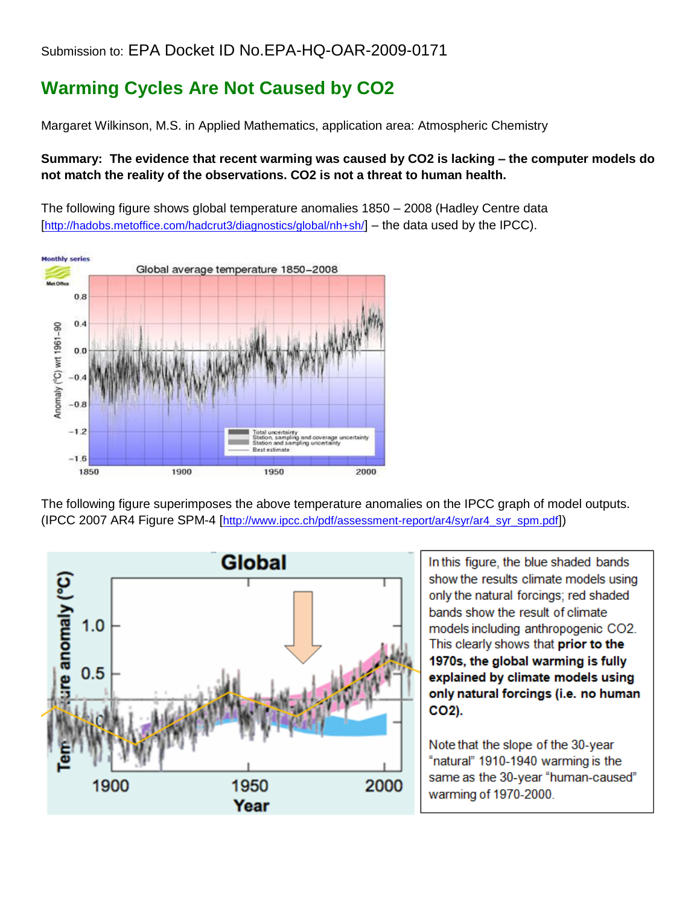Submission to: EPA Docket ID No.EPA-HQ-OAR-2009-0171

# Warming Cycles Are Not Caused by $CO_2$

Margaret Wilkinson, M.S. in Applied Mathematics, application area: Atmospheric Chemistry

**Summary: The evidence that recent warming was caused by $CO_2$ is lacking – the computer models do not match the reality of the observations. $CO_2$ is not a threat to human health.**

The following figure shows global temperature anomalies 1850 – 2008 (Hadley Centre data [http://hadobs.metoffice.com/hadcrut3/diagnostics/global/nh+sh/] – the data used by the IPCC).

The following figure superimposes the above temperature anomalies on the IPCC graph of model outputs. (IPCC 2007 AR4 Figure SPM-4 [http://www.ipcc.ch/pdf/assessment-report/ar4/syr/ar4_syr_spm.pdf])

In this figure, the blue shaded bands show the results climate models using only the natural forcings; red shaded bands show the result of climate models including anthropogenic $CO_2$. This clearly shows that **prior to the 1970s, the global warming is fully explained by climate models using only natural forcings (i.e. no human $CO_2$).**

Note that the slope of the 30-year "natural" 1910-1940 warming is the same as the 30-year "human-caused" warming of 1970-2000.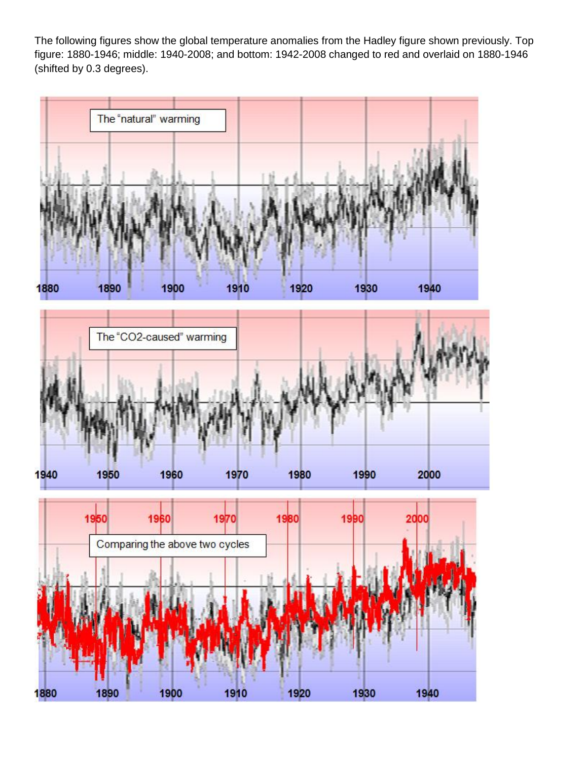The following figures show the global temperature anomalies from the Hadley figure shown previously. Top figure: 1880-1946; middle: 1940-2008; and bottom: 1942-2008 changed to red and overlaid on 1880-1946 (shifted by 0.3 degrees).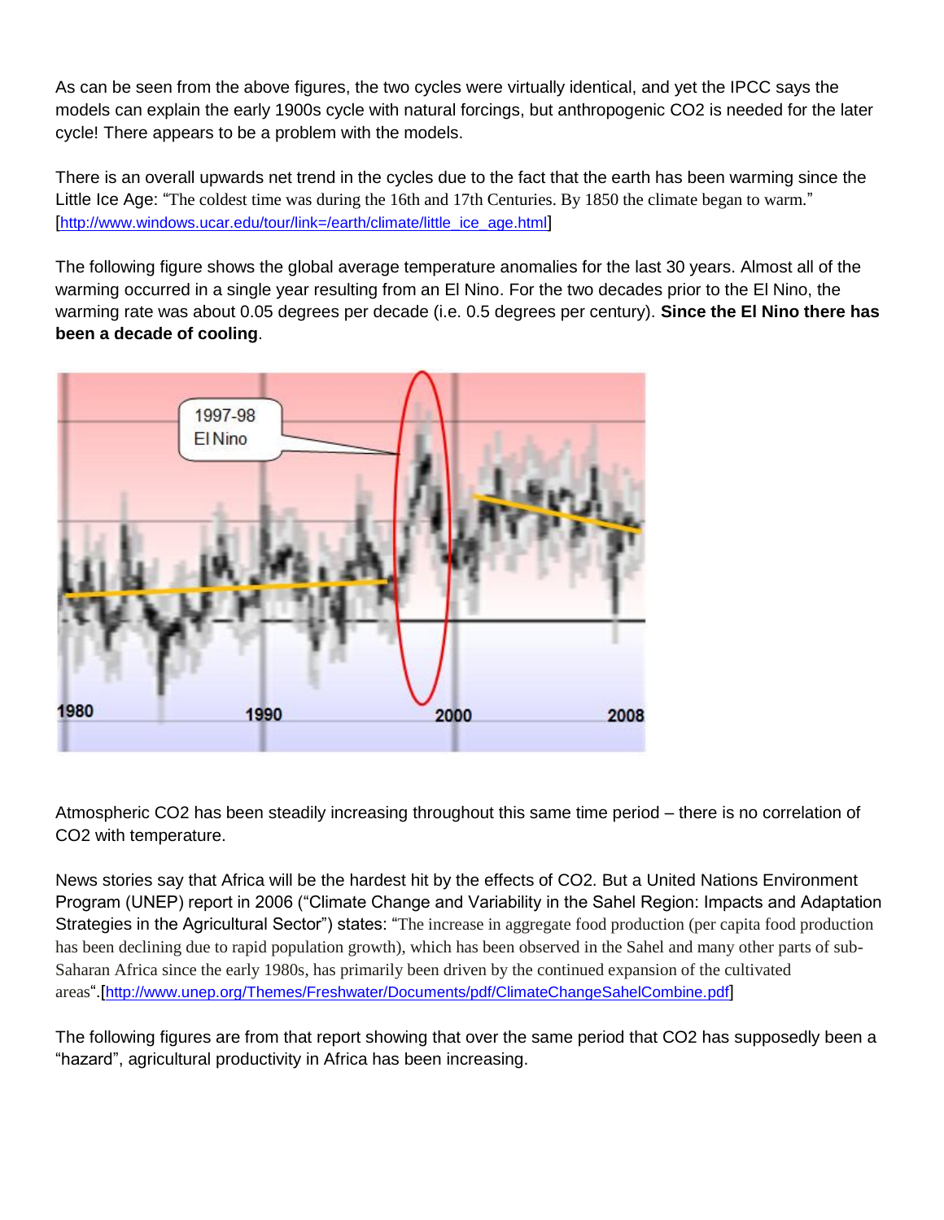As can be seen from the above figures, the two cycles were virtually identical, and yet the IPCC says the models can explain the early 1900s cycle with natural forcings, but anthropogenic $CO_2$ is needed for the later cycle! There appears to be a problem with the models.

There is an overall upwards net trend in the cycles due to the fact that the earth has been warming since the Little Ice Age: "The coldest time was during the 16th and 17th Centuries. By 1850 the climate began to warm." [http://www.windows.ucar.edu/tour/link=/earth/climate/little_ice_age.html]

The following figure shows the global average temperature anomalies for the last 30 years. Almost all of the warming occurred in a single year resulting from an El Nino. For the two decades prior to the El Nino, the warming rate was about 0.05 degrees per decade (i.e. 0.5 degrees per century). **Since the El Nino there has been a decade of cooling**.

Atmospheric $CO_2$ has been steadily increasing throughout this same time period – there is no correlation of $CO_2$ with temperature.

News stories say that Africa will be the hardest hit by the effects of $CO_2$. But a United Nations Environment Program (UNEP) report in 2006 ("Climate Change and Variability in the Sahel Region: Impacts and Adaptation Strategies in the Agricultural Sector") states: "The increase in aggregate food production (per capita food production has been declining due to rapid population growth), which has been observed in the Sahel and many other parts of sub-Saharan Africa since the early 1980s, has primarily been driven by the continued expansion of the cultivated areas".[http://www.unep.org/Themes/Freshwater/Documents/pdf/ClimateChangeSahelCombine.pdf]

The following figures are from that report showing that over the same period that $CO_2$ has supposedly been a "hazard", agricultural productivity in Africa has been increasing.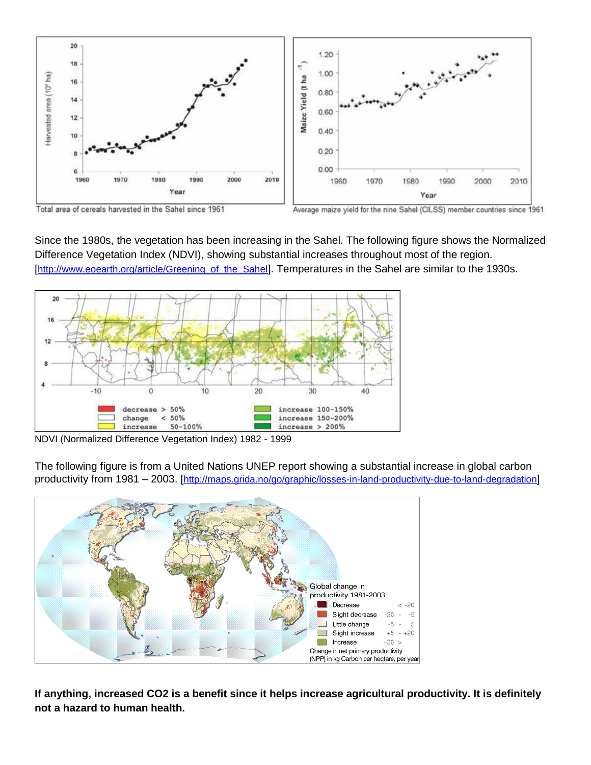20
18
16
14
12
10
8
6
Harvested area ($10^6$ ha)
1960
1970
1980
1990
2000
2010
Year

Total area of cereals harvested in the Sahel since 1961

1.20
1.00
0.80
0.60
0.40
0.20
0.00
Maize Yield (t ha $^{-1}$)
1960
1970
1980
1990
2000
2010
Year

Average maize yield for the nine Sahel (CILSS) member countries since 1961

Since the 1980s, the vegetation has been increasing in the Sahel. The following figure shows the Normalized Difference Vegetation Index (NDVI), showing substantial increases throughout most of the region. [http://www.eoearth.org/article/Greening_of_the_Sahel]. Temperatures in the Sahel are similar to the 1930s.

20
16
12
8
4
-10
0
10
20
30
40

decrease > 50%
change < 50%
increase 50-100%
increase 100-150%
increase 150-200%
increase > 200%

NDVI (Normalized Difference Vegetation Index) 1982 - 1999

The following figure is from a United Nations UNEP report showing a substantial increase in global carbon productivity from 1981 – 2003. [http://maps.grida.no/go/graphic/losses-in-land-productivity-due-to-land-degradation]

Global change in productivity 1981-2003
Decrease < -20
Slight decrease -20 - -5
Little change -5 - 5
Slight increase +5 - +20
Increase +20 >
Change in net primary productivity (NPP) in kg Carbon per hectare, per year

**If anything, increased $CO_2$ is a benefit since it helps increase agricultural productivity. It is definitely not a hazard to human health.**